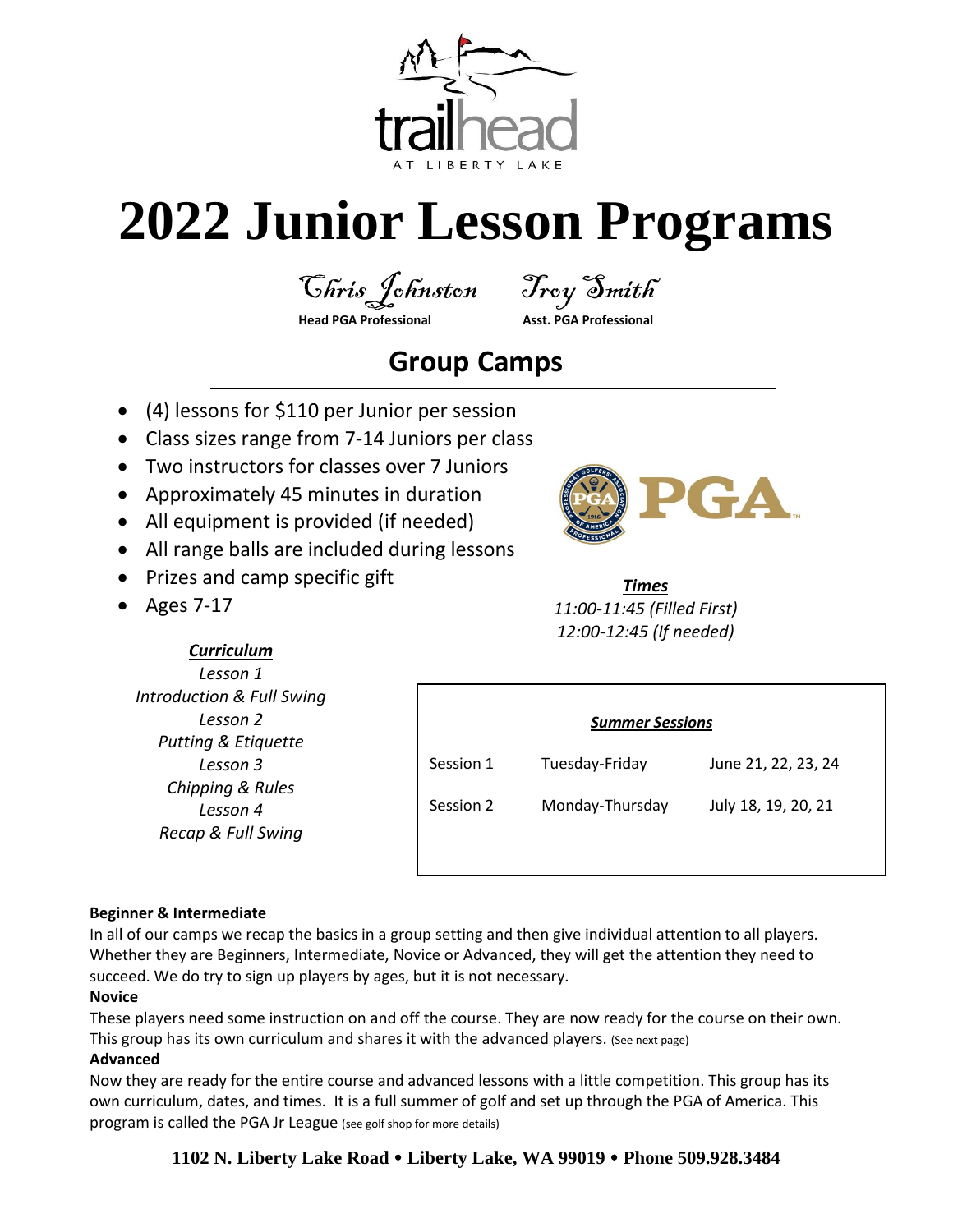trailhead

AT LIBERTY LAKE

# 2022 Junior Lesson Programs

Chris Johnston — **Head PGA Professional**

Troy Smith — **Asst. PGA Professional**

## Group Camps

- (4) lessons for $110 per Junior per session
- Class sizes range from 7-14 Juniors per class
- Two instructors for classes over 7 Juniors
- Approximately 45 minutes in duration
- All equipment is provided (if needed)
- All range balls are included during lessons
- Prizes and camp specific gift
- Ages 7-17

***Times***

*11:00-11:45 (Filled First)*

*12:00-12:45 (If needed)*

***Curriculum***

*Lesson 1*
*Introduction & Full Swing*

*Lesson 2*
*Putting & Etiquette*

*Lesson 3*
*Chipping & Rules*

*Lesson 4*
*Recap & Full Swing*

***Summer Sessions***

| Session | Days | Dates |
|---|---|---|
| Session 1 | Tuesday-Friday | June 21, 22, 23, 24 |
| Session 2 | Monday-Thursday | July 18, 19, 20, 21 |

**Beginner & Intermediate**

In all of our camps we recap the basics in a group setting and then give individual attention to all players. Whether they are Beginners, Intermediate, Novice or Advanced, they will get the attention they need to succeed. We do try to sign up players by ages, but it is not necessary.

**Novice**

These players need some instruction on and off the course. They are now ready for the course on their own. This group has its own curriculum and shares it with the advanced players. (See next page)

**Advanced**

Now they are ready for the entire course and advanced lessons with a little competition. This group has its own curriculum, dates, and times. It is a full summer of golf and set up through the PGA of America. This program is called the PGA Jr League (see golf shop for more details)

**1102 N. Liberty Lake Road • Liberty Lake, WA 99019 • Phone 509.928.3484**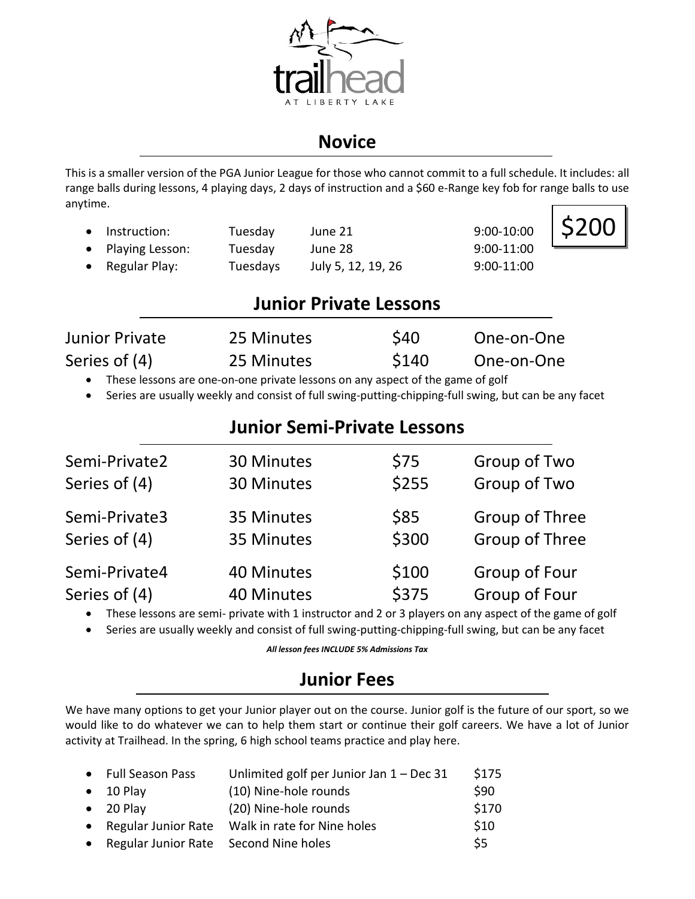trailhead

AT LIBERTY LAKE

## Novice

This is a smaller version of the PGA Junior League for those who cannot commit to a full schedule. It includes: all range balls during lessons, 4 playing days, 2 days of instruction and a $60 e-Range key fob for range balls to use anytime.

| | | | |
|---|---|---|---|
| • Instruction: | Tuesday | June 21 | 9:00-10:00 |
| • Playing Lesson: | Tuesday | June 28 | 9:00-11:00 |
| • Regular Play: | Tuesdays | July 5, 12, 19, 26 | 9:00-11:00 |

$200

## Junior Private Lessons

| | | | |
|---|---|---|---|
| Junior Private | 25 Minutes | $40 | One-on-One |
| Series of (4) | 25 Minutes | $140 | One-on-One |

- These lessons are one-on-one private lessons on any aspect of the game of golf
- Series are usually weekly and consist of full swing-putting-chipping-full swing, but can be any facet

## Junior Semi-Private Lessons

| | | | |
|---|---|---|---|
| Semi-Private2 | 30 Minutes | $75 | Group of Two |
| Series of (4) | 30 Minutes | $255 | Group of Two |
| Semi-Private3 | 35 Minutes | $85 | Group of Three |
| Series of (4) | 35 Minutes | $300 | Group of Three |
| Semi-Private4 | 40 Minutes | $100 | Group of Four |
| Series of (4) | 40 Minutes | $375 | Group of Four |

- These lessons are semi- private with 1 instructor and 2 or 3 players on any aspect of the game of golf
- Series are usually weekly and consist of full swing-putting-chipping-full swing, but can be any facet

***All lesson fees INCLUDE 5% Admissions Tax***

## Junior Fees

We have many options to get your Junior player out on the course. Junior golf is the future of our sport, so we would like to do whatever we can to help them start or continue their golf careers. We have a lot of Junior activity at Trailhead. In the spring, 6 high school teams practice and play here.

| | | |
|---|---|---|
| • Full Season Pass | Unlimited golf per Junior Jan 1 – Dec 31 | $175 |
| • 10 Play | (10) Nine-hole rounds | $90 |
| • 20 Play | (20) Nine-hole rounds | $170 |
| • Regular Junior Rate | Walk in rate for Nine holes | $10 |
| • Regular Junior Rate | Second Nine holes | $5 |